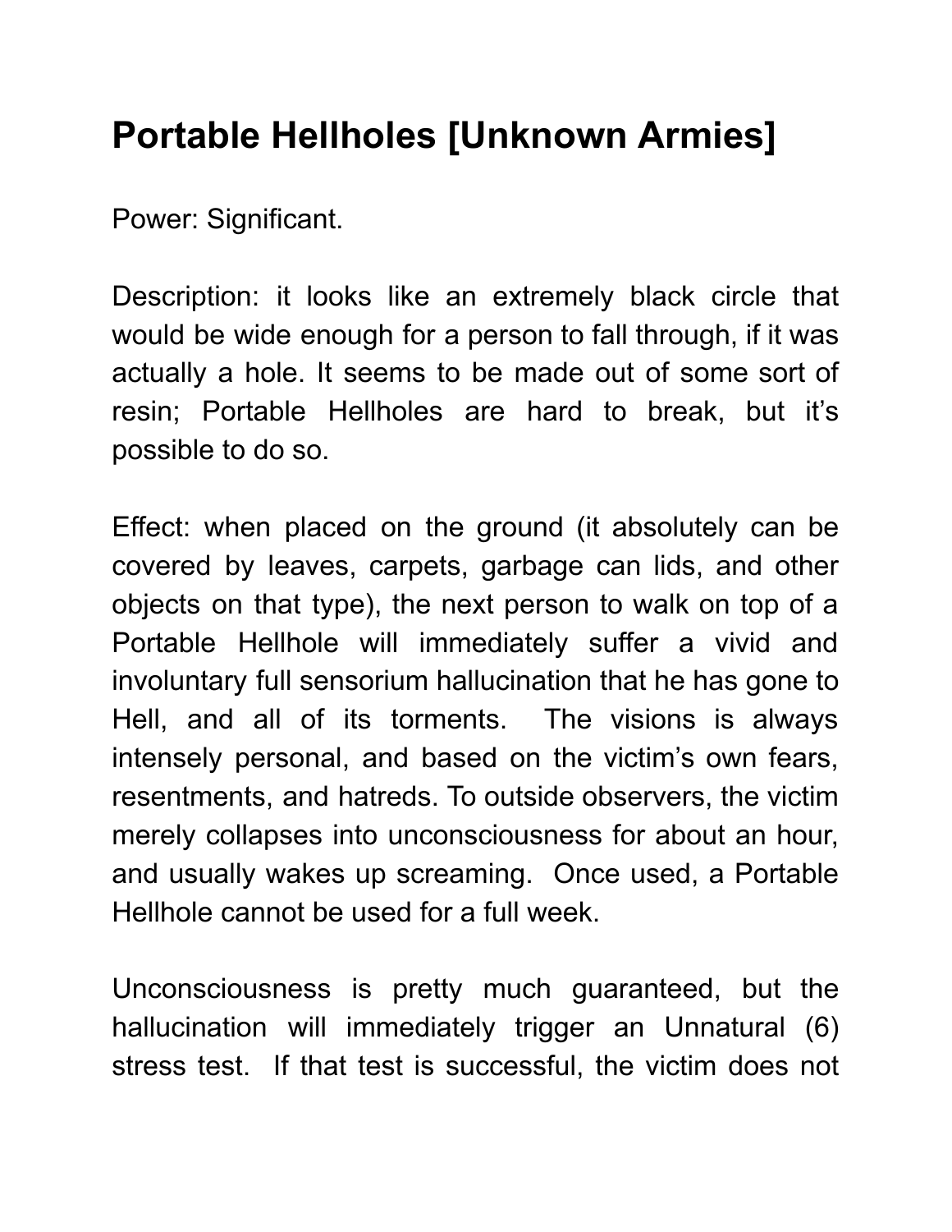# Portable Hellholes [Unknown Armies]

Power: Significant.

Description: it looks like an extremely black circle that would be wide enough for a person to fall through, if it was actually a hole. It seems to be made out of some sort of resin; Portable Hellholes are hard to break, but it's possible to do so.

Effect: when placed on the ground (it absolutely can be covered by leaves, carpets, garbage can lids, and other objects on that type), the next person to walk on top of a Portable Hellhole will immediately suffer a vivid and involuntary full sensorium hallucination that he has gone to Hell, and all of its torments. The visions is always intensely personal, and based on the victim's own fears, resentments, and hatreds. To outside observers, the victim merely collapses into unconsciousness for about an hour, and usually wakes up screaming. Once used, a Portable Hellhole cannot be used for a full week.

Unconsciousness is pretty much guaranteed, but the hallucination will immediately trigger an Unnatural (6) stress test. If that test is successful, the victim does not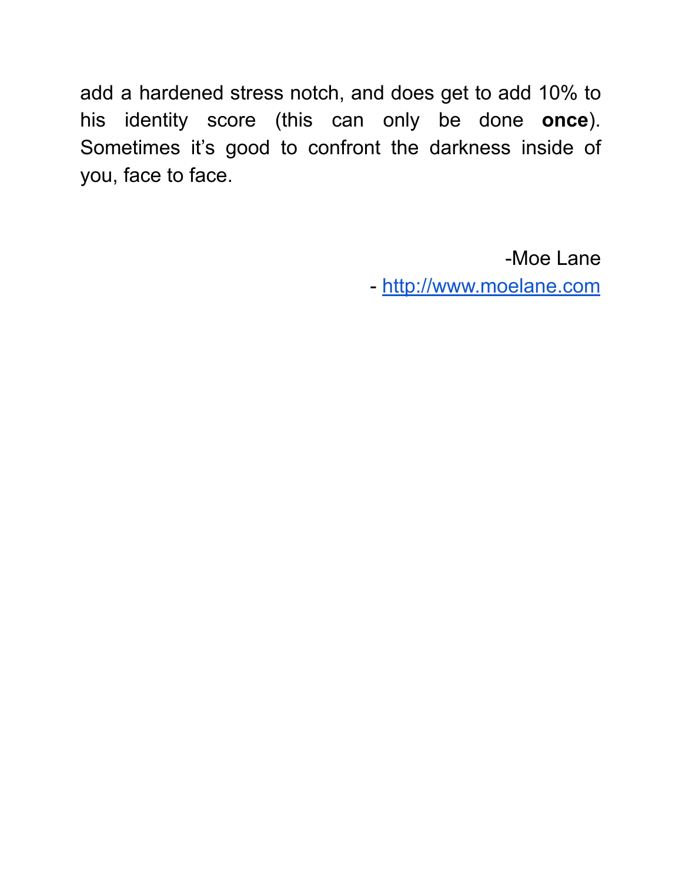add a hardened stress notch, and does get to add 10% to his identity score (this can only be done **once**). Sometimes it's good to confront the darkness inside of you, face to face.

-Moe Lane
- http://www.moelane.com